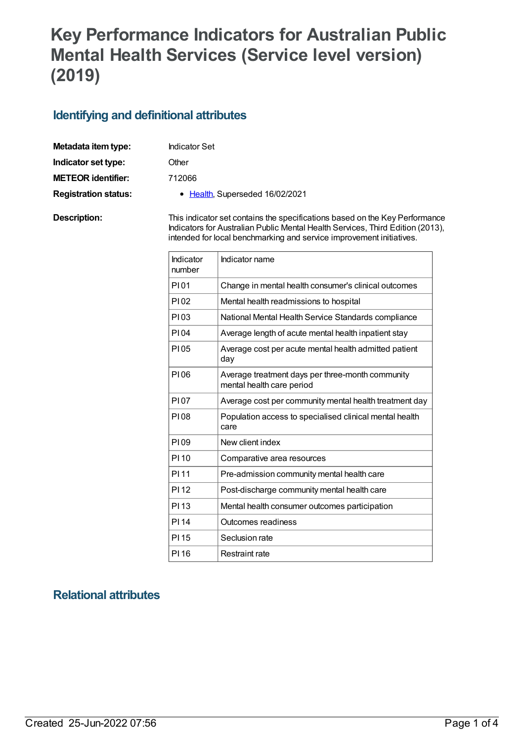# Key Performance Indicators for Australian Public Mental Health Services (Service level version) (2019)

## Identifying and definitional attributes

**Metadata item type:** Indicator Set

**Indicator set type:** Other

**METEOR identifier:** 712066

**Registration status:**

- Health, Superseded 16/02/2021

**Description:** This indicator set contains the specifications based on the Key Performance Indicators for Australian Public Mental Health Services, Third Edition (2013), intended for local benchmarking and service improvement initiatives.

| Indicator number | Indicator name |
|---|---|
| PI 01 | Change in mental health consumer's clinical outcomes |
| PI 02 | Mental health readmissions to hospital |
| PI 03 | National Mental Health Service Standards compliance |
| PI 04 | Average length of acute mental health inpatient stay |
| PI 05 | Average cost per acute mental health admitted patient day |
| PI 06 | Average treatment days per three-month community mental health care period |
| PI 07 | Average cost per community mental health treatment day |
| PI 08 | Population access to specialised clinical mental health care |
| PI 09 | New client index |
| PI 10 | Comparative area resources |
| PI 11 | Pre-admission community mental health care |
| PI 12 | Post-discharge community mental health care |
| PI 13 | Mental health consumer outcomes participation |
| PI 14 | Outcomes readiness |
| PI 15 | Seclusion rate |
| PI 16 | Restraint rate |

## Relational attributes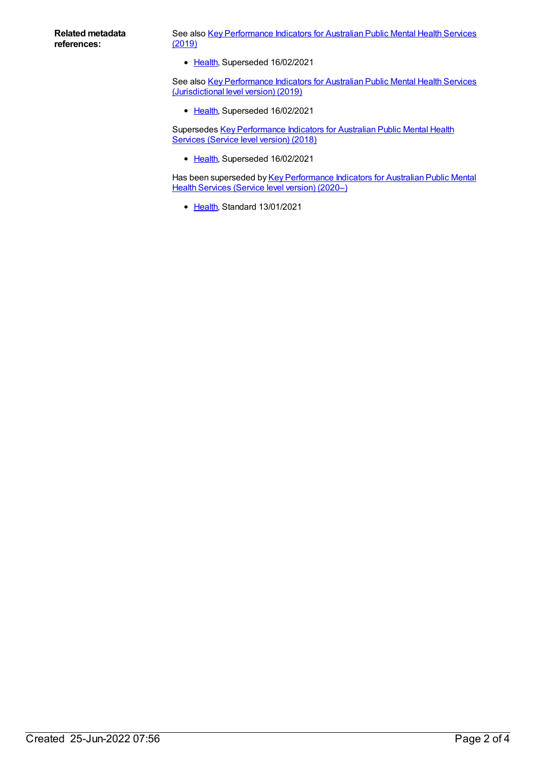**Related metadata references:**

See also Key Performance Indicators for Australian Public Mental Health Services (2019)

- Health, Superseded 16/02/2021

See also Key Performance Indicators for Australian Public Mental Health Services (Jurisdictional level version) (2019)

- Health, Superseded 16/02/2021

Supersedes Key Performance Indicators for Australian Public Mental Health Services (Service level version) (2018)

- Health, Superseded 16/02/2021

Has been superseded by Key Performance Indicators for Australian Public Mental Health Services (Service level version) (2020–)

- Health, Standard 13/01/2021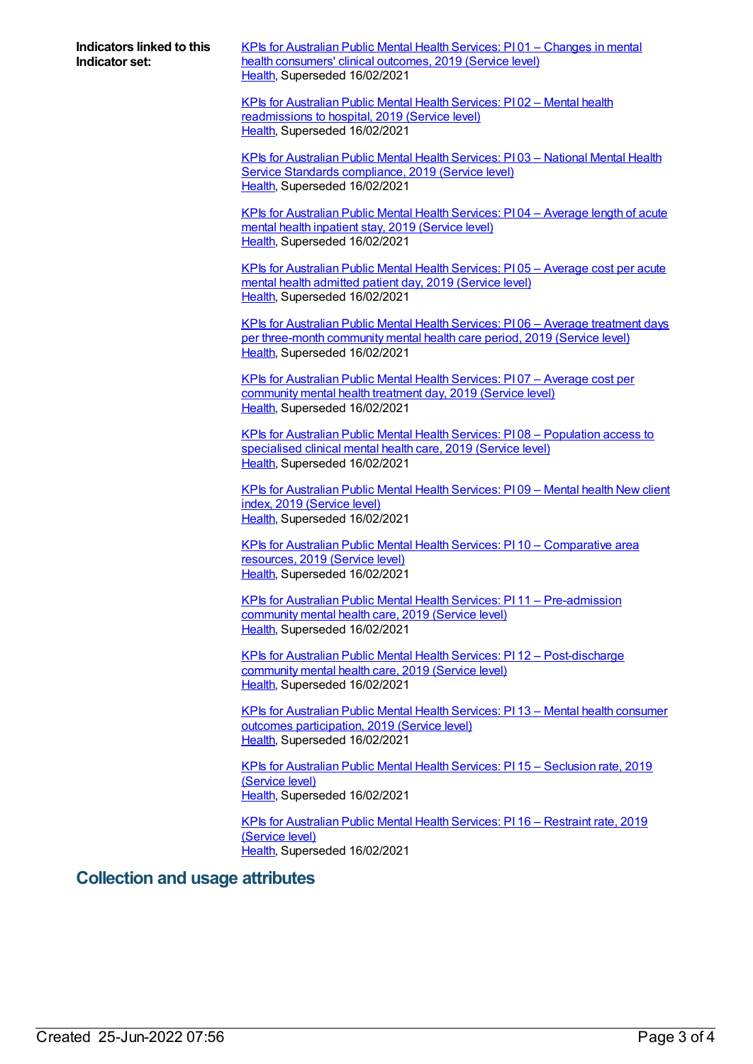**Indicators linked to this Indicator set:**

KPIs for Australian Public Mental Health Services: PI 01 – Changes in mental health consumers' clinical outcomes, 2019 (Service level)
Health, Superseded 16/02/2021

KPIs for Australian Public Mental Health Services: PI 02 – Mental health readmissions to hospital, 2019 (Service level)
Health, Superseded 16/02/2021

KPIs for Australian Public Mental Health Services: PI 03 – National Mental Health Service Standards compliance, 2019 (Service level)
Health, Superseded 16/02/2021

KPIs for Australian Public Mental Health Services: PI 04 – Average length of acute mental health inpatient stay, 2019 (Service level)
Health, Superseded 16/02/2021

KPIs for Australian Public Mental Health Services: PI 05 – Average cost per acute mental health admitted patient day, 2019 (Service level)
Health, Superseded 16/02/2021

KPIs for Australian Public Mental Health Services: PI 06 – Average treatment days per three-month community mental health care period, 2019 (Service level)
Health, Superseded 16/02/2021

KPIs for Australian Public Mental Health Services: PI 07 – Average cost per community mental health treatment day, 2019 (Service level)
Health, Superseded 16/02/2021

KPIs for Australian Public Mental Health Services: PI 08 – Population access to specialised clinical mental health care, 2019 (Service level)
Health, Superseded 16/02/2021

KPIs for Australian Public Mental Health Services: PI 09 – Mental health New client index, 2019 (Service level)
Health, Superseded 16/02/2021

KPIs for Australian Public Mental Health Services: PI 10 – Comparative area resources, 2019 (Service level)
Health, Superseded 16/02/2021

KPIs for Australian Public Mental Health Services: PI 11 – Pre-admission community mental health care, 2019 (Service level)
Health, Superseded 16/02/2021

KPIs for Australian Public Mental Health Services: PI 12 – Post-discharge community mental health care, 2019 (Service level)
Health, Superseded 16/02/2021

KPIs for Australian Public Mental Health Services: PI 13 – Mental health consumer outcomes participation, 2019 (Service level)
Health, Superseded 16/02/2021

KPIs for Australian Public Mental Health Services: PI 15 – Seclusion rate, 2019 (Service level)
Health, Superseded 16/02/2021

KPIs for Australian Public Mental Health Services: PI 16 – Restraint rate, 2019 (Service level)
Health, Superseded 16/02/2021

## Collection and usage attributes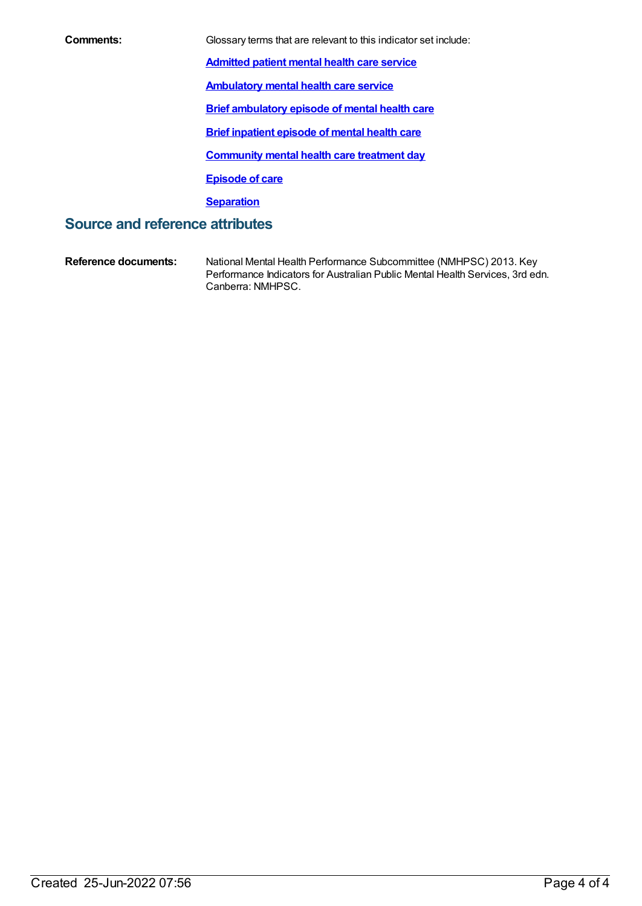**Comments:** Glossary terms that are relevant to this indicator set include:

**Admitted patient mental health care service**

**Ambulatory mental health care service**

**Brief ambulatory episode of mental health care**

**Brief inpatient episode of mental health care**

**Community mental health care treatment day**

**Episode of care**

**Separation**

## Source and reference attributes

**Reference documents:** National Mental Health Performance Subcommittee (NMHPSC) 2013. Key Performance Indicators for Australian Public Mental Health Services, 3rd edn. Canberra: NMHPSC.